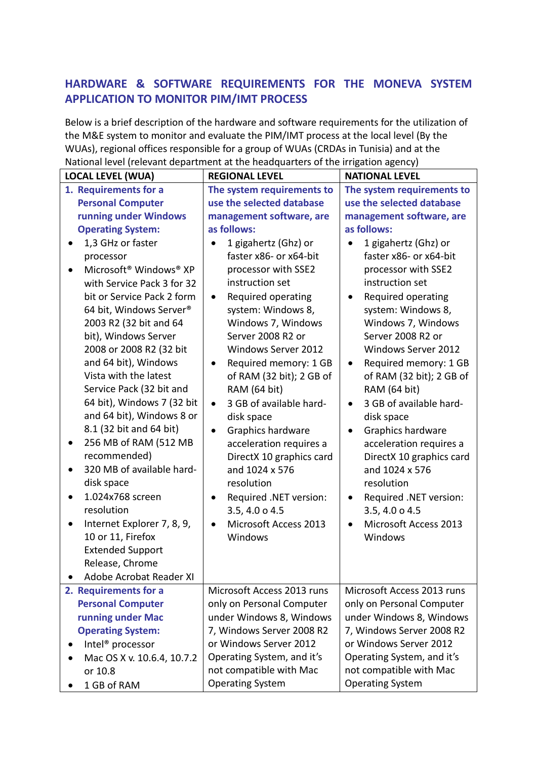## HARDWARE & SOFTWARE REQUIREMENTS FOR THE MONEVA SYSTEM APPLICATION TO MONITOR PIM/IMT PROCESS

Below is a brief description of the hardware and software requirements for the utilization of the M&E system to monitor and evaluate the PIM/IMT process at the local level (By the WUAs), regional offices responsible for a group of WUAs (CRDAs in Tunisia) and at the National level (relevant department at the headquarters of the irrigation agency)

| LOCAL LEVEL (WUA) | REGIONAL LEVEL | NATIONAL LEVEL |
|---|---|---|
| **1. Requirements for a Personal Computer running under Windows Operating System:**<br>• 1,3 GHz or faster processor<br>• Microsoft® Windows® XP with Service Pack 3 for 32 bit or Service Pack 2 form 64 bit, Windows Server® 2003 R2 (32 bit and 64 bit), Windows Server 2008 or 2008 R2 (32 bit and 64 bit), Windows Vista with the latest Service Pack (32 bit and 64 bit), Windows 7 (32 bit and 64 bit), Windows 8 or 8.1 (32 bit and 64 bit)<br>• 256 MB of RAM (512 MB recommended)<br>• 320 MB of available hard-disk space<br>• 1.024x768 screen resolution<br>• Internet Explorer 7, 8, 9, 10 or 11, Firefox Extended Support Release, Chrome<br>• Adobe Acrobat Reader XI | **The system requirements to use the selected database management software, are as follows:**<br>• 1 gigahertz (Ghz) or faster x86- or x64-bit processor with SSE2 instruction set<br>• Required operating system: Windows 8, Windows 7, Windows Server 2008 R2 or Windows Server 2012<br>• Required memory: 1 GB of RAM (32 bit); 2 GB of RAM (64 bit)<br>• 3 GB of available hard-disk space<br>• Graphics hardware acceleration requires a DirectX 10 graphics card and 1024 x 576 resolution<br>• Required .NET version: 3.5, 4.0 o 4.5<br>• Microsoft Access 2013 Windows | **The system requirements to use the selected database management software, are as follows:**<br>• 1 gigahertz (Ghz) or faster x86- or x64-bit processor with SSE2 instruction set<br>• Required operating system: Windows 8, Windows 7, Windows Server 2008 R2 or Windows Server 2012<br>• Required memory: 1 GB of RAM (32 bit); 2 GB of RAM (64 bit)<br>• 3 GB of available hard-disk space<br>• Graphics hardware acceleration requires a DirectX 10 graphics card and 1024 x 576 resolution<br>• Required .NET version: 3.5, 4.0 o 4.5<br>• Microsoft Access 2013 Windows |
| **2. Requirements for a Personal Computer running under Mac Operating System:**<br>• Intel® processor<br>• Mac OS X v. 10.6.4, 10.7.2 or 10.8<br>• 1 GB of RAM | Microsoft Access 2013 runs only on Personal Computer under Windows 8, Windows 7, Windows Server 2008 R2 or Windows Server 2012 Operating System, and it's not compatible with Mac Operating System | Microsoft Access 2013 runs only on Personal Computer under Windows 8, Windows 7, Windows Server 2008 R2 or Windows Server 2012 Operating System, and it's not compatible with Mac Operating System |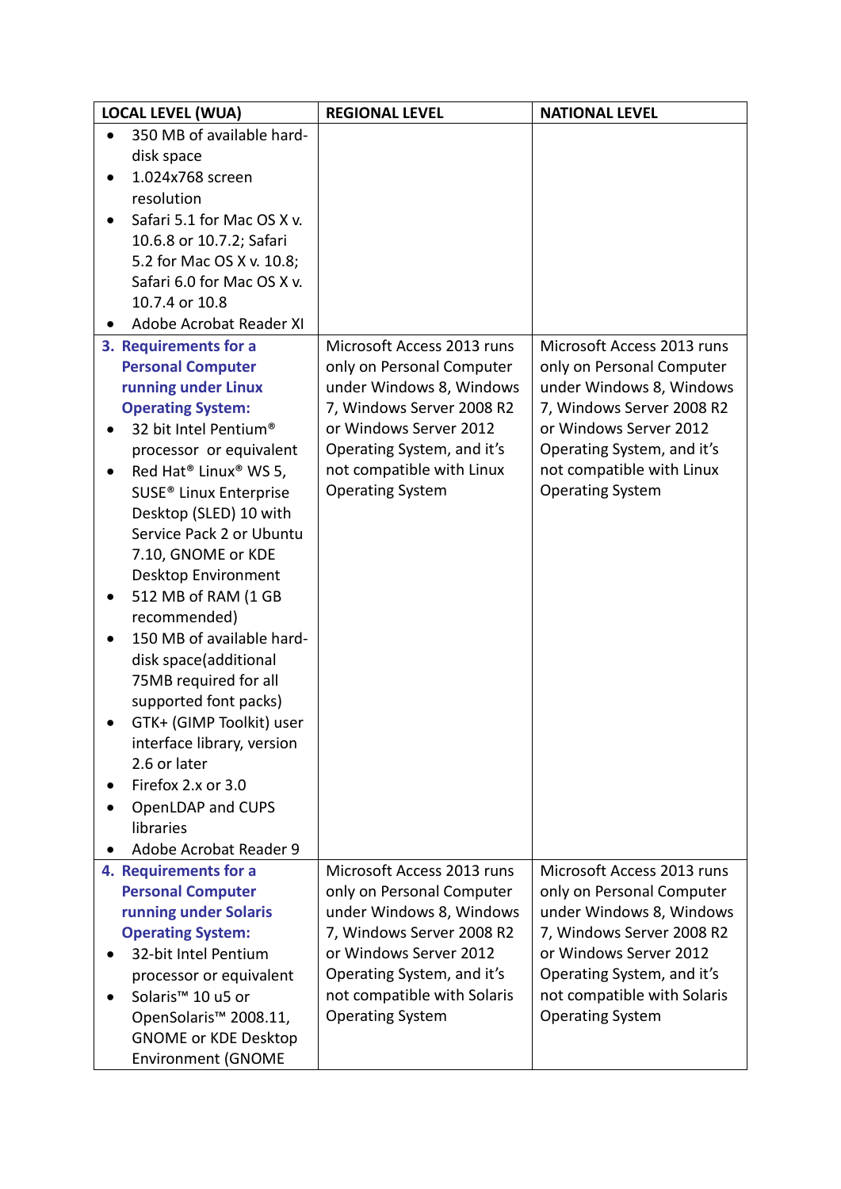| LOCAL LEVEL (WUA) | REGIONAL LEVEL | NATIONAL LEVEL |
|---|---|---|
| • 350 MB of available hard-disk space<br>• 1.024x768 screen resolution<br>• Safari 5.1 for Mac OS X v. 10.6.8 or 10.7.2; Safari 5.2 for Mac OS X v. 10.8; Safari 6.0 for Mac OS X v. 10.7.4 or 10.8<br>• Adobe Acrobat Reader XI | | |
| **3. Requirements for a Personal Computer running under Linux Operating System:**<br>• 32 bit Intel Pentium® processor or equivalent<br>• Red Hat® Linux® WS 5, SUSE® Linux Enterprise Desktop (SLED) 10 with Service Pack 2 or Ubuntu 7.10, GNOME or KDE Desktop Environment<br>• 512 MB of RAM (1 GB recommended)<br>• 150 MB of available hard-disk space(additional 75MB required for all supported font packs)<br>• GTK+ (GIMP Toolkit) user interface library, version 2.6 or later<br>• Firefox 2.x or 3.0<br>• OpenLDAP and CUPS libraries<br>• Adobe Acrobat Reader 9 | Microsoft Access 2013 runs only on Personal Computer under Windows 8, Windows 7, Windows Server 2008 R2 or Windows Server 2012 Operating System, and it's not compatible with Linux Operating System | Microsoft Access 2013 runs only on Personal Computer under Windows 8, Windows 7, Windows Server 2008 R2 or Windows Server 2012 Operating System, and it's not compatible with Linux Operating System |
| **4. Requirements for a Personal Computer running under Solaris Operating System:**<br>• 32-bit Intel Pentium processor or equivalent<br>• Solaris™ 10 u5 or OpenSolaris™ 2008.11, GNOME or KDE Desktop Environment (GNOME | Microsoft Access 2013 runs only on Personal Computer under Windows 8, Windows 7, Windows Server 2008 R2 or Windows Server 2012 Operating System, and it's not compatible with Solaris Operating System | Microsoft Access 2013 runs only on Personal Computer under Windows 8, Windows 7, Windows Server 2008 R2 or Windows Server 2012 Operating System, and it's not compatible with Solaris Operating System |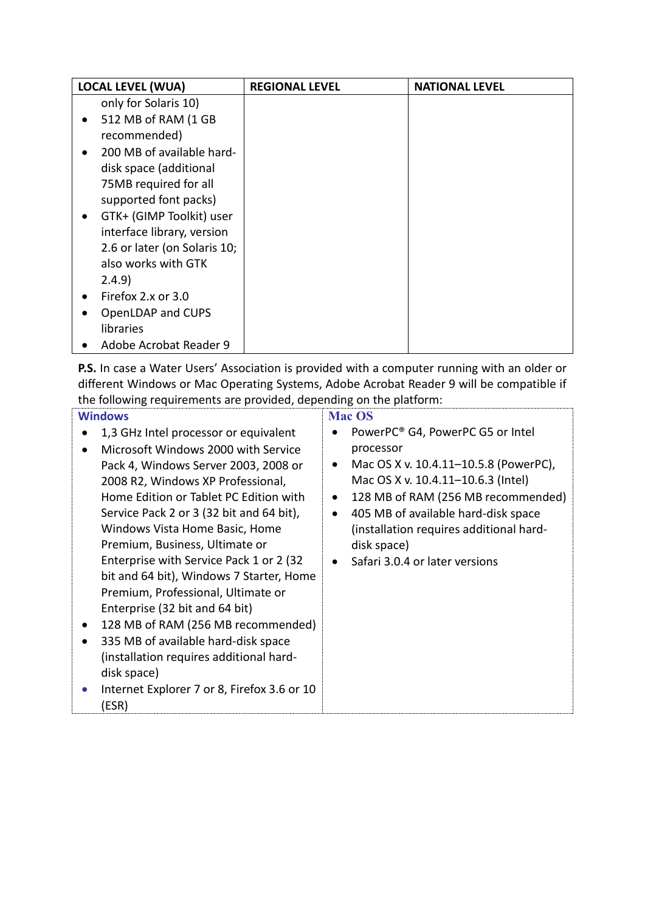| LOCAL LEVEL (WUA) | REGIONAL LEVEL | NATIONAL LEVEL |
|---|---|---|
| only for Solaris 10)<br>• 512 MB of RAM (1 GB recommended)<br>• 200 MB of available hard-disk space (additional 75MB required for all supported font packs)<br>• GTK+ (GIMP Toolkit) user interface library, version 2.6 or later (on Solaris 10; also works with GTK 2.4.9)<br>• Firefox 2.x or 3.0<br>• OpenLDAP and CUPS libraries<br>• Adobe Acrobat Reader 9 | | |

**P.S.** In case a Water Users' Association is provided with a computer running with an older or different Windows or Mac Operating Systems, Adobe Acrobat Reader 9 will be compatible if the following requirements are provided, depending on the platform:

| Windows | Mac OS |
|---|---|
| • 1,3 GHz Intel processor or equivalent<br>• Microsoft Windows 2000 with Service Pack 4, Windows Server 2003, 2008 or 2008 R2, Windows XP Professional, Home Edition or Tablet PC Edition with Service Pack 2 or 3 (32 bit and 64 bit), Windows Vista Home Basic, Home Premium, Business, Ultimate or Enterprise with Service Pack 1 or 2 (32 bit and 64 bit), Windows 7 Starter, Home Premium, Professional, Ultimate or Enterprise (32 bit and 64 bit)<br>• 128 MB of RAM (256 MB recommended)<br>• 335 MB of available hard-disk space (installation requires additional hard-disk space)<br>• Internet Explorer 7 or 8, Firefox 3.6 or 10 (ESR) | • PowerPC® G4, PowerPC G5 or Intel processor<br>• Mac OS X v. 10.4.11–10.5.8 (PowerPC), Mac OS X v. 10.4.11–10.6.3 (Intel)<br>• 128 MB of RAM (256 MB recommended)<br>• 405 MB of available hard-disk space (installation requires additional hard-disk space)<br>• Safari 3.0.4 or later versions |